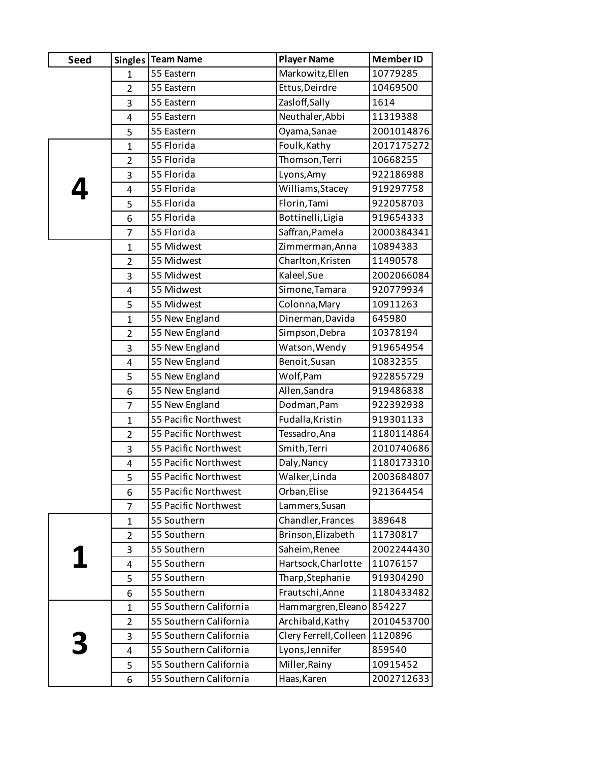| Seed | Singles | Team Name | Player Name | Member ID |
|---|---|---|---|---|
| | 1 | 55 Eastern | Markowitz,Ellen | 10779285 |
| | 2 | 55 Eastern | Ettus,Deirdre | 10469500 |
| | 3 | 55 Eastern | Zasloff,Sally | 1614 |
| | 4 | 55 Eastern | Neuthaler,Abbi | 11319388 |
| | 5 | 55 Eastern | Oyama,Sanae | 2001014876 |
| 4 | 1 | 55 Florida | Foulk,Kathy | 2017175272 |
| | 2 | 55 Florida | Thomson,Terri | 10668255 |
| | 3 | 55 Florida | Lyons,Amy | 922186988 |
| | 4 | 55 Florida | Williams,Stacey | 919297758 |
| | 5 | 55 Florida | Florin,Tami | 922058703 |
| | 6 | 55 Florida | Bottinelli,Ligia | 919654333 |
| | 7 | 55 Florida | Saffran,Pamela | 2000384341 |
| | 1 | 55 Midwest | Zimmerman,Anna | 10894383 |
| | 2 | 55 Midwest | Charlton,Kristen | 11490578 |
| | 3 | 55 Midwest | Kaleel,Sue | 2002066084 |
| | 4 | 55 Midwest | Simone,Tamara | 920779934 |
| | 5 | 55 Midwest | Colonna,Mary | 10911263 |
| | 1 | 55 New England | Dinerman,Davida | 645980 |
| | 2 | 55 New England | Simpson,Debra | 10378194 |
| | 3 | 55 New England | Watson,Wendy | 919654954 |
| | 4 | 55 New England | Benoit,Susan | 10832355 |
| | 5 | 55 New England | Wolf,Pam | 922855729 |
| | 6 | 55 New England | Allen,Sandra | 919486838 |
| | 7 | 55 New England | Dodman,Pam | 922392938 |
| | 1 | 55 Pacific Northwest | Fudalla,Kristin | 919301133 |
| | 2 | 55 Pacific Northwest | Tessadro,Ana | 1180114864 |
| | 3 | 55 Pacific Northwest | Smith,Terri | 2010740686 |
| | 4 | 55 Pacific Northwest | Daly,Nancy | 1180173310 |
| | 5 | 55 Pacific Northwest | Walker,Linda | 2003684807 |
| | 6 | 55 Pacific Northwest | Orban,Elise | 921364454 |
| | 7 | 55 Pacific Northwest | Lammers,Susan | |
| 1 | 1 | 55 Southern | Chandler,Frances | 389648 |
| | 2 | 55 Southern | Brinson,Elizabeth | 11730817 |
| | 3 | 55 Southern | Saheim,Renee | 2002244430 |
| | 4 | 55 Southern | Hartsock,Charlotte | 11076157 |
| | 5 | 55 Southern | Tharp,Stephanie | 919304290 |
| | 6 | 55 Southern | Frautschi,Anne | 1180433482 |
| 3 | 1 | 55 Southern California | Hammargren,Eleano | 854227 |
| | 2 | 55 Southern California | Archibald,Kathy | 2010453700 |
| | 3 | 55 Southern California | Clery Ferrell,Colleen | 1120896 |
| | 4 | 55 Southern California | Lyons,Jennifer | 859540 |
| | 5 | 55 Southern California | Miller,Rainy | 10915452 |
| | 6 | 55 Southern California | Haas,Karen | 2002712633 |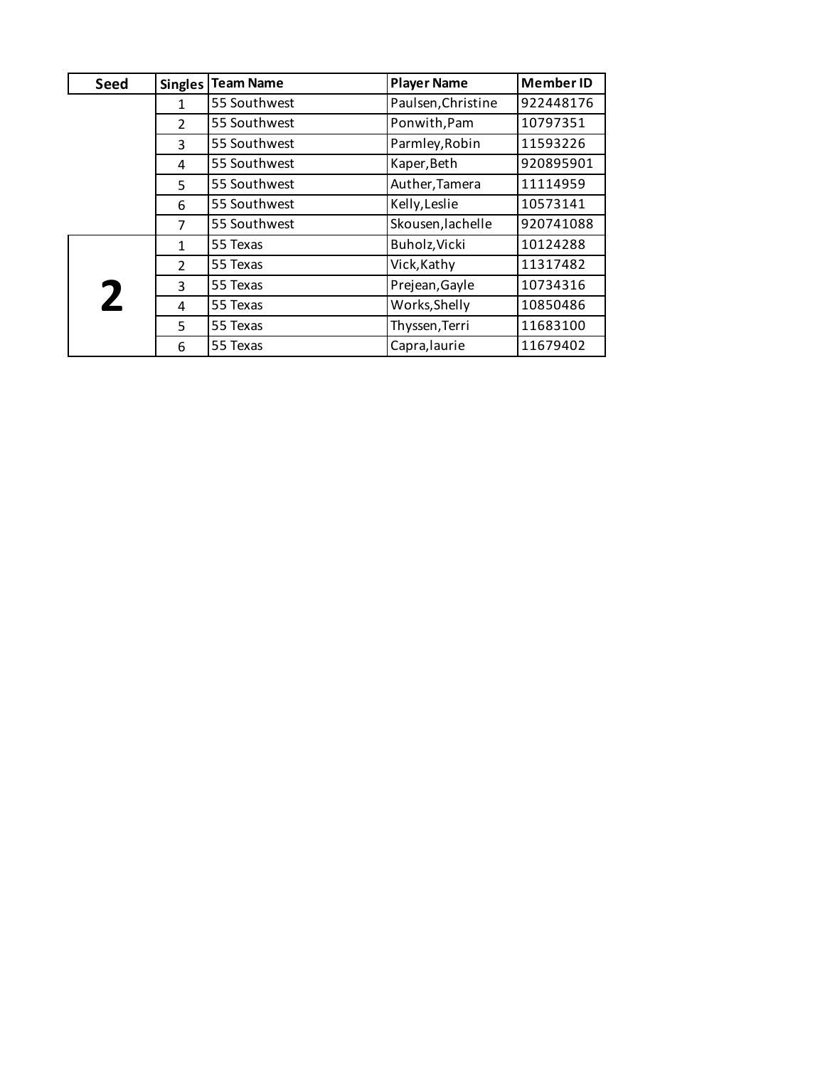| Seed | Singles | Team Name | Player Name | Member ID |
|---|---|---|---|---|
| | 1 | 55 Southwest | Paulsen,Christine | 922448176 |
| | 2 | 55 Southwest | Ponwith,Pam | 10797351 |
| | 3 | 55 Southwest | Parmley,Robin | 11593226 |
| | 4 | 55 Southwest | Kaper,Beth | 920895901 |
| | 5 | 55 Southwest | Auther,Tamera | 11114959 |
| | 6 | 55 Southwest | Kelly,Leslie | 10573141 |
| | 7 | 55 Southwest | Skousen,lachelle | 920741088 |
| 2 | 1 | 55 Texas | Buholz,Vicki | 10124288 |
| | 2 | 55 Texas | Vick,Kathy | 11317482 |
| | 3 | 55 Texas | Prejean,Gayle | 10734316 |
| | 4 | 55 Texas | Works,Shelly | 10850486 |
| | 5 | 55 Texas | Thyssen,Terri | 11683100 |
| | 6 | 55 Texas | Capra,laurie | 11679402 |